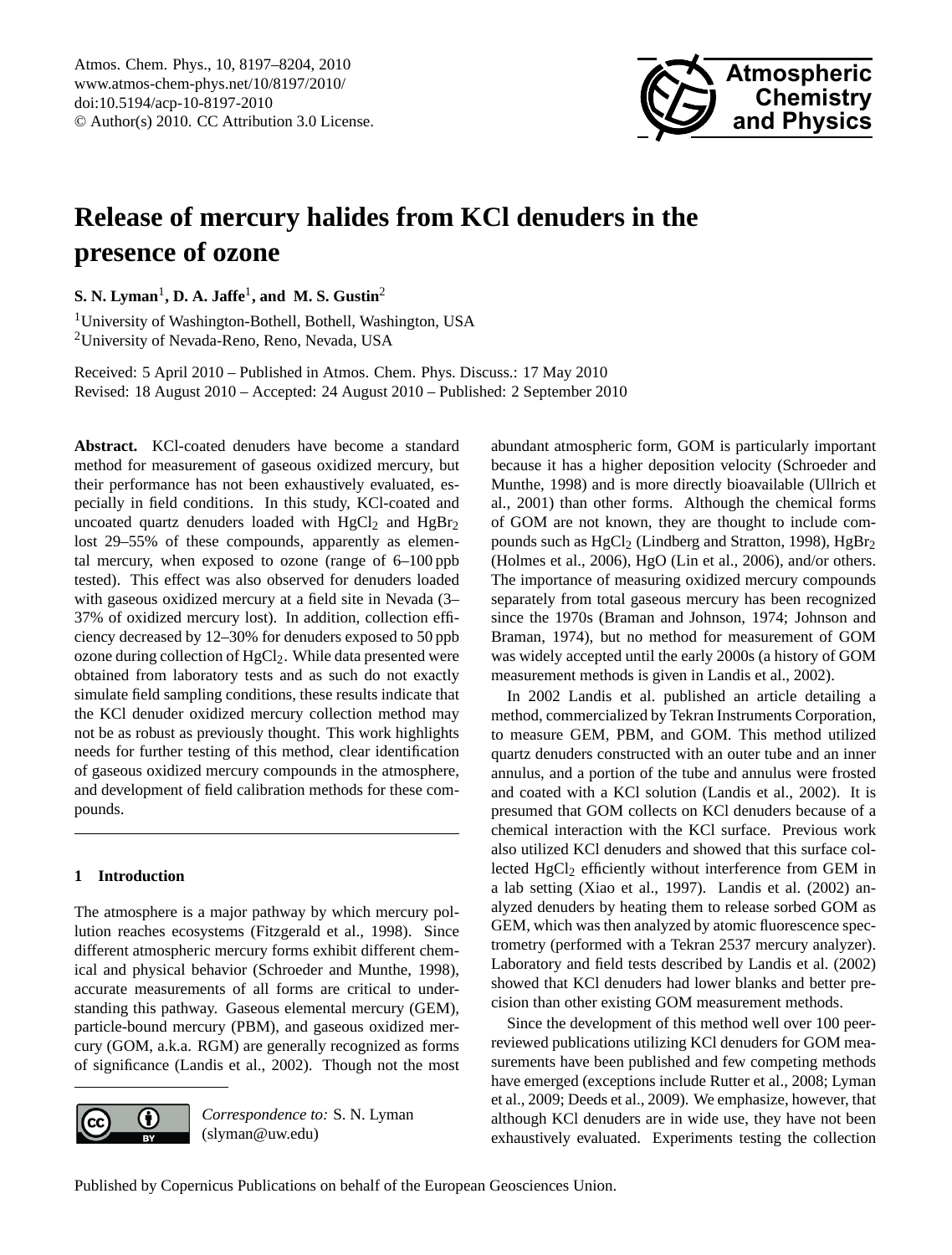# Release of mercury halides from KCl denuders in the presence of ozone

**S. N. Lyman**[1], **D. A. Jaffe**[1], **and M. S. Gustin**[2]

[1]University of Washington-Bothell, Bothell, Washington, USA

[2]University of Nevada-Reno, Reno, Nevada, USA

Received: 5 April 2010 – Published in Atmos. Chem. Phys. Discuss.: 17 May 2010

Revised: 18 August 2010 – Accepted: 24 August 2010 – Published: 2 September 2010

**Abstract.** KCl-coated denuders have become a standard method for measurement of gaseous oxidized mercury, but their performance has not been exhaustively evaluated, especially in field conditions. In this study, KCl-coated and uncoated quartz denuders loaded with $HgCl_2$ and $HgBr_2$ lost 29–55% of these compounds, apparently as elemental mercury, when exposed to ozone (range of 6–100 ppb tested). This effect was also observed for denuders loaded with gaseous oxidized mercury at a field site in Nevada (3–37% of oxidized mercury lost). In addition, collection efficiency decreased by 12–30% for denuders exposed to 50 ppb ozone during collection of $HgCl_2$. While data presented were obtained from laboratory tests and as such do not exactly simulate field sampling conditions, these results indicate that the KCl denuder oxidized mercury collection method may not be as robust as previously thought. This work highlights needs for further testing of this method, clear identification of gaseous oxidized mercury compounds in the atmosphere, and development of field calibration methods for these compounds.

## 1 Introduction

The atmosphere is a major pathway by which mercury pollution reaches ecosystems (Fitzgerald et al., 1998). Since different atmospheric mercury forms exhibit different chemical and physical behavior (Schroeder and Munthe, 1998), accurate measurements of all forms are critical to understanding this pathway. Gaseous elemental mercury (GEM), particle-bound mercury (PBM), and gaseous oxidized mercury (GOM, a.k.a. RGM) are generally recognized as forms of significance (Landis et al., 2002). Though not the most abundant atmospheric form, GOM is particularly important because it has a higher deposition velocity (Schroeder and Munthe, 1998) and is more directly bioavailable (Ullrich et al., 2001) than other forms. Although the chemical forms of GOM are not known, they are thought to include compounds such as $HgCl_2$ (Lindberg and Stratton, 1998), $HgBr_2$ (Holmes et al., 2006), HgO (Lin et al., 2006), and/or others. The importance of measuring oxidized mercury compounds separately from total gaseous mercury has been recognized since the 1970s (Braman and Johnson, 1974; Johnson and Braman, 1974), but no method for measurement of GOM was widely accepted until the early 2000s (a history of GOM measurement methods is given in Landis et al., 2002).

In 2002 Landis et al. published an article detailing a method, commercialized by Tekran Instruments Corporation, to measure GEM, PBM, and GOM. This method utilized quartz denuders constructed with an outer tube and an inner annulus, and a portion of the tube and annulus were frosted and coated with a KCl solution (Landis et al., 2002). It is presumed that GOM collects on KCl denuders because of a chemical interaction with the KCl surface. Previous work also utilized KCl denuders and showed that this surface collected $HgCl_2$ efficiently without interference from GEM in a lab setting (Xiao et al., 1997). Landis et al. (2002) analyzed denuders by heating them to release sorbed GOM as GEM, which was then analyzed by atomic fluorescence spectrometry (performed with a Tekran 2537 mercury analyzer). Laboratory and field tests described by Landis et al. (2002) showed that KCl denuders had lower blanks and better precision than other existing GOM measurement methods.

Since the development of this method well over 100 peer-reviewed publications utilizing KCl denuders for GOM measurements have been published and few competing methods have emerged (exceptions include Rutter et al., 2008; Lyman et al., 2009; Deeds et al., 2009). We emphasize, however, that although KCl denuders are in wide use, they have not been exhaustively evaluated. Experiments testing the collection

*Correspondence to:* S. N. Lyman (slyman@uw.edu)

Published by Copernicus Publications on behalf of the European Geosciences Union.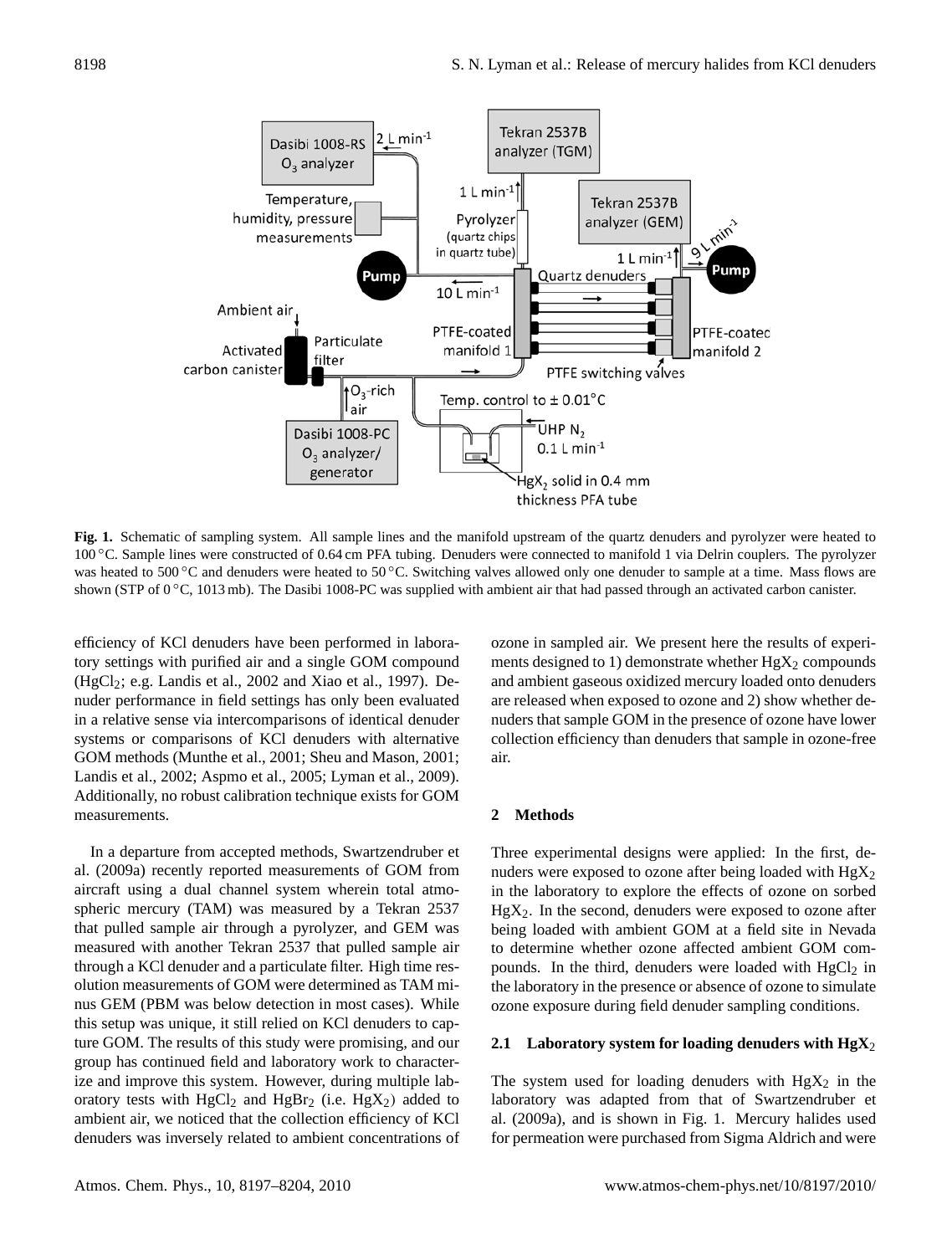**Fig. 1.** Schematic of sampling system. All sample lines and the manifold upstream of the quartz denuders and pyrolyzer were heated to 100 °C. Sample lines were constructed of 0.64 cm PFA tubing. Denuders were connected to manifold 1 via Delrin couplers. The pyrolyzer was heated to 500 °C and denuders were heated to 50 °C. Switching valves allowed only one denuder to sample at a time. Mass flows are shown (STP of 0 °C, 1013 mb). The Dasibi 1008-PC was supplied with ambient air that had passed through an activated carbon canister.

efficiency of KCl denuders have been performed in laboratory settings with purified air and a single GOM compound ($HgCl_2$; e.g. Landis et al., 2002 and Xiao et al., 1997). Denuder performance in field settings has only been evaluated in a relative sense via intercomparisons of identical denuder systems or comparisons of KCl denuders with alternative GOM methods (Munthe et al., 2001; Sheu and Mason, 2001; Landis et al., 2002; Aspmo et al., 2005; Lyman et al., 2009). Additionally, no robust calibration technique exists for GOM measurements.

In a departure from accepted methods, Swartzendruber et al. (2009a) recently reported measurements of GOM from aircraft using a dual channel system wherein total atmospheric mercury (TAM) was measured by a Tekran 2537 that pulled sample air through a pyrolyzer, and GEM was measured with another Tekran 2537 that pulled sample air through a KCl denuder and a particulate filter. High time resolution measurements of GOM were determined as TAM minus GEM (PBM was below detection in most cases). While this setup was unique, it still relied on KCl denuders to capture GOM. The results of this study were promising, and our group has continued field and laboratory work to characterize and improve this system. However, during multiple laboratory tests with $HgCl_2$ and $HgBr_2$ (i.e. $HgX_2$) added to ambient air, we noticed that the collection efficiency of KCl denuders was inversely related to ambient concentrations of ozone in sampled air. We present here the results of experiments designed to 1) demonstrate whether $HgX_2$ compounds and ambient gaseous oxidized mercury loaded onto denuders are released when exposed to ozone and 2) show whether denuders that sample GOM in the presence of ozone have lower collection efficiency than denuders that sample in ozone-free air.

## 2 Methods

Three experimental designs were applied: In the first, denuders were exposed to ozone after being loaded with $HgX_2$ in the laboratory to explore the effects of ozone on sorbed $HgX_2$. In the second, denuders were exposed to ozone after being loaded with ambient GOM at a field site in Nevada to determine whether ozone affected ambient GOM compounds. In the third, denuders were loaded with $HgCl_2$ in the laboratory in the presence or absence of ozone to simulate ozone exposure during field denuder sampling conditions.

### 2.1 Laboratory system for loading denuders with $HgX_2$

The system used for loading denuders with $HgX_2$ in the laboratory was adapted from that of Swartzendruber et al. (2009a), and is shown in Fig. 1. Mercury halides used for permeation were purchased from Sigma Aldrich and were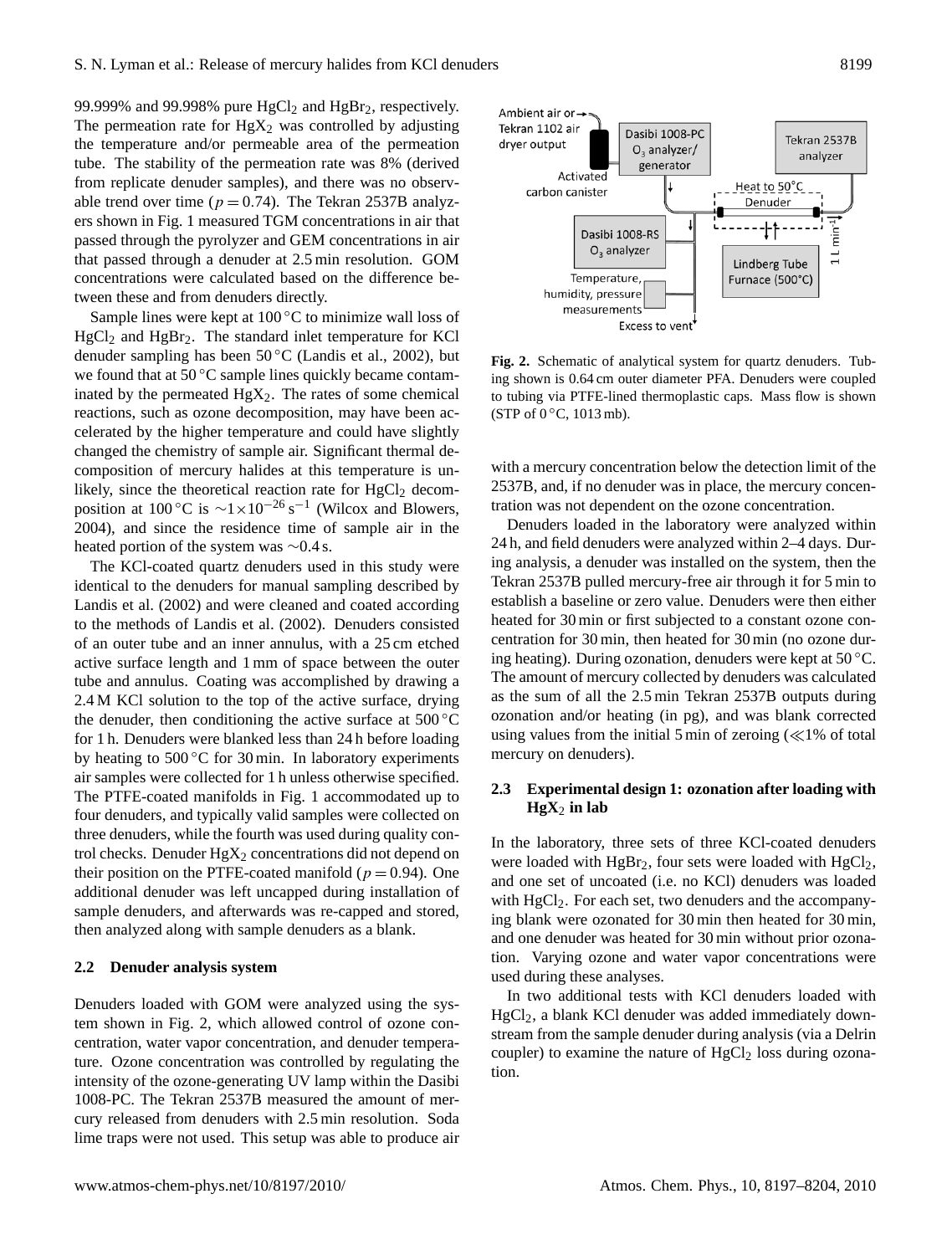99.999% and 99.998% pure $HgCl_2$ and $HgBr_2$, respectively. The permeation rate for $HgX_2$ was controlled by adjusting the temperature and/or permeable area of the permeation tube. The stability of the permeation rate was 8% (derived from replicate denuder samples), and there was no observable trend over time ($p = 0.74$). The Tekran 2537B analyzers shown in Fig. 1 measured TGM concentrations in air that passed through the pyrolyzer and GEM concentrations in air that passed through a denuder at 2.5 min resolution. GOM concentrations were calculated based on the difference between these and from denuders directly.

Sample lines were kept at 100 °C to minimize wall loss of $HgCl_2$ and $HgBr_2$. The standard inlet temperature for KCl denuder sampling has been 50 °C (Landis et al., 2002), but we found that at 50 °C sample lines quickly became contaminated by the permeated $HgX_2$. The rates of some chemical reactions, such as ozone decomposition, may have been accelerated by the higher temperature and could have slightly changed the chemistry of sample air. Significant thermal decomposition of mercury halides at this temperature is unlikely, since the theoretical reaction rate for $HgCl_2$ decomposition at 100 °C is $\sim 1 \times 10^{-26}\,\mathrm{s}^{-1}$ (Wilcox and Blowers, 2004), and since the residence time of sample air in the heated portion of the system was ~0.4 s.

The KCl-coated quartz denuders used in this study were identical to the denuders for manual sampling described by Landis et al. (2002) and were cleaned and coated according to the methods of Landis et al. (2002). Denuders consisted of an outer tube and an inner annulus, with a 25 cm etched active surface length and 1 mm of space between the outer tube and annulus. Coating was accomplished by drawing a 2.4 M KCl solution to the top of the active surface, drying the denuder, then conditioning the active surface at 500 °C for 1 h. Denuders were blanked less than 24 h before loading by heating to 500 °C for 30 min. In laboratory experiments air samples were collected for 1 h unless otherwise specified. The PTFE-coated manifolds in Fig. 1 accommodated up to four denuders, and typically valid samples were collected on three denuders, while the fourth was used during quality control checks. Denuder $HgX_2$ concentrations did not depend on their position on the PTFE-coated manifold ($p = 0.94$). One additional denuder was left uncapped during installation of sample denuders, and afterwards was re-capped and stored, then analyzed along with sample denuders as a blank.

### 2.2 Denuder analysis system

Denuders loaded with GOM were analyzed using the system shown in Fig. 2, which allowed control of ozone concentration, water vapor concentration, and denuder temperature. Ozone concentration was controlled by regulating the intensity of the ozone-generating UV lamp within the Dasibi 1008-PC. The Tekran 2537B measured the amount of mercury released from denuders with 2.5 min resolution. Soda lime traps were not used. This setup was able to produce air with a mercury concentration below the detection limit of the 2537B, and, if no denuder was in place, the mercury concentration was not dependent on the ozone concentration.

**Fig. 2.** Schematic of analytical system for quartz denuders. Tubing shown is 0.64 cm outer diameter PFA. Denuders were coupled to tubing via PTFE-lined thermoplastic caps. Mass flow is shown (STP of 0 °C, 1013 mb).

Denuders loaded in the laboratory were analyzed within 24 h, and field denuders were analyzed within 2–4 days. During analysis, a denuder was installed on the system, then the Tekran 2537B pulled mercury-free air through it for 5 min to establish a baseline or zero value. Denuders were then either heated for 30 min or first subjected to a constant ozone concentration for 30 min, then heated for 30 min (no ozone during heating). During ozonation, denuders were kept at 50 °C. The amount of mercury collected by denuders was calculated as the sum of all the 2.5 min Tekran 2537B outputs during ozonation and/or heating (in pg), and was blank corrected using values from the initial 5 min of zeroing ($\ll$1% of total mercury on denuders).

### 2.3 Experimental design 1: ozonation after loading with $HgX_2$ in lab

In the laboratory, three sets of three KCl-coated denuders were loaded with $HgBr_2$, four sets were loaded with $HgCl_2$, and one set of uncoated (i.e. no KCl) denuders was loaded with $HgCl_2$. For each set, two denuders and the accompanying blank were ozonated for 30 min then heated for 30 min, and one denuder was heated for 30 min without prior ozonation. Varying ozone and water vapor concentrations were used during these analyses.

In two additional tests with KCl denuders loaded with $HgCl_2$, a blank KCl denuder was added immediately downstream from the sample denuder during analysis (via a Delrin coupler) to examine the nature of $HgCl_2$ loss during ozonation.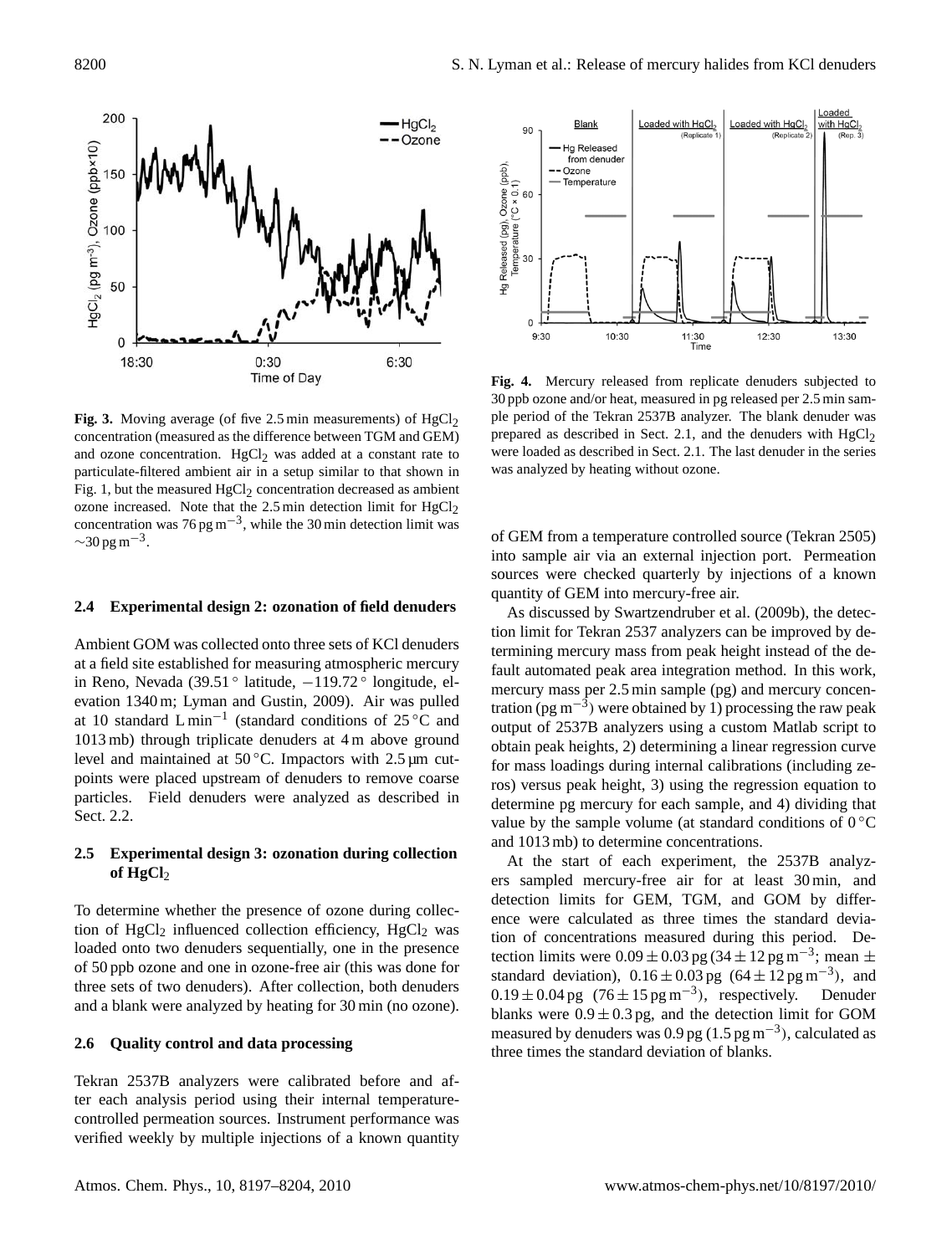**Fig. 3.** Moving average (of five 2.5 min measurements) of $HgCl_2$ concentration (measured as the difference between TGM and GEM) and ozone concentration. $HgCl_2$ was added at a constant rate to particulate-filtered ambient air in a setup similar to that shown in Fig. 1, but the measured $HgCl_2$ concentration decreased as ambient ozone increased. Note that the 2.5 min detection limit for $HgCl_2$ concentration was 76 pg $m^{-3}$, while the 30 min detection limit was $\sim$30 pg $m^{-3}$.

**Fig. 4.** Mercury released from replicate denuders subjected to 30 ppb ozone and/or heat, measured in pg released per 2.5 min sample period of the Tekran 2537B analyzer. The blank denuder was prepared as described in Sect. 2.1, and the denuders with $HgCl_2$ were loaded as described in Sect. 2.1. The last denuder in the series was analyzed by heating without ozone.

### 2.4 Experimental design 2: ozonation of field denuders

Ambient GOM was collected onto three sets of KCl denuders at a field site established for measuring atmospheric mercury in Reno, Nevada (39.51° latitude, −119.72° longitude, elevation 1340 m; Lyman and Gustin, 2009). Air was pulled at 10 standard L $min^{-1}$ (standard conditions of 25 °C and 1013 mb) through triplicate denuders at 4 m above ground level and maintained at 50 °C. Impactors with 2.5 µm cut-points were placed upstream of denuders to remove coarse particles. Field denuders were analyzed as described in Sect. 2.2.

### 2.5 Experimental design 3: ozonation during collection of $HgCl_2$

To determine whether the presence of ozone during collection of $HgCl_2$ influenced collection efficiency, $HgCl_2$ was loaded onto two denuders sequentially, one in the presence of 50 ppb ozone and one in ozone-free air (this was done for three sets of two denuders). After collection, both denuders and a blank were analyzed by heating for 30 min (no ozone).

### 2.6 Quality control and data processing

Tekran 2537B analyzers were calibrated before and after each analysis period using their internal temperature-controlled permeation sources. Instrument performance was verified weekly by multiple injections of a known quantity of GEM from a temperature controlled source (Tekran 2505) into sample air via an external injection port. Permeation sources were checked quarterly by injections of a known quantity of GEM into mercury-free air.

As discussed by Swartzendruber et al. (2009b), the detection limit for Tekran 2537 analyzers can be improved by determining mercury mass from peak height instead of the default automated peak area integration method. In this work, mercury mass per 2.5 min sample (pg) and mercury concentration (pg $m^{-3}$) were obtained by 1) processing the raw peak output of 2537B analyzers using a custom Matlab script to obtain peak heights, 2) determining a linear regression curve for mass loadings during internal calibrations (including zeros) versus peak height, 3) using the regression equation to determine pg mercury for each sample, and 4) dividing that value by the sample volume (at standard conditions of 0 °C and 1013 mb) to determine concentrations.

At the start of each experiment, the 2537B analyzers sampled mercury-free air for at least 30 min, and detection limits for GEM, TGM, and GOM by difference were calculated as three times the standard deviation of concentrations measured during this period. Detection limits were $0.09 \pm 0.03$ pg ($34 \pm 12$ pg $m^{-3}$; mean ± standard deviation), $0.16 \pm 0.03$ pg ($64 \pm 12$ pg $m^{-3}$), and $0.19 \pm 0.04$ pg ($76 \pm 15$ pg $m^{-3}$), respectively. Denuder blanks were $0.9 \pm 0.3$ pg, and the detection limit for GOM measured by denuders was 0.9 pg (1.5 pg $m^{-3}$), calculated as three times the standard deviation of blanks.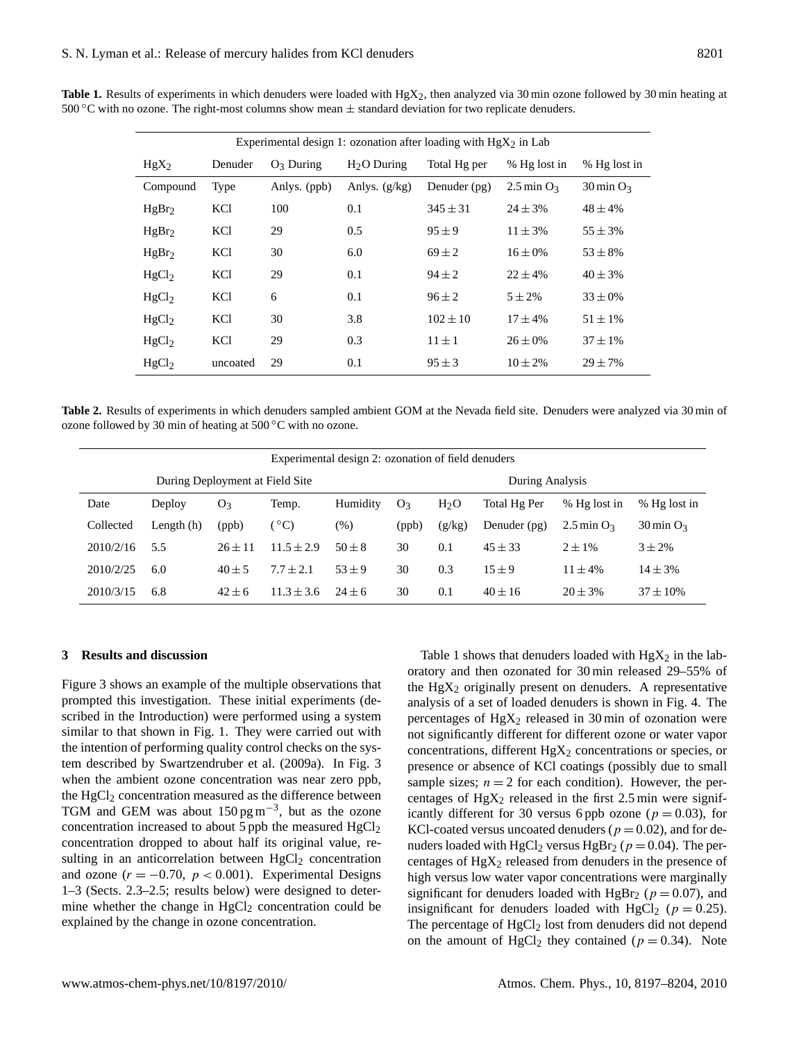**Table 1.** Results of experiments in which denuders were loaded with $HgX_2$, then analyzed via 30 min ozone followed by 30 min heating at 500 °C with no ozone. The right-most columns show mean ± standard deviation for two replicate denuders.

| Experimental design 1: ozonation after loading with $HgX_2$ in Lab | | | | | | |
|---|---|---|---|---|---|---|
| $HgX_2$ Compound | Denuder Type | $O_3$ During Anlys. (ppb) | $H_2O$ During Anlys. (g/kg) | Total Hg per Denuder (pg) | % Hg lost in 2.5 min $O_3$ | % Hg lost in 30 min $O_3$ |
| $HgBr_2$ | KCl | 100 | 0.1 | $345 \pm 31$ | $24 \pm 3\%$ | $48 \pm 4\%$ |
| $HgBr_2$ | KCl | 29 | 0.5 | $95 \pm 9$ | $11 \pm 3\%$ | $55 \pm 3\%$ |
| $HgBr_2$ | KCl | 30 | 6.0 | $69 \pm 2$ | $16 \pm 0\%$ | $53 \pm 8\%$ |
| $HgCl_2$ | KCl | 29 | 0.1 | $94 \pm 2$ | $22 \pm 4\%$ | $40 \pm 3\%$ |
| $HgCl_2$ | KCl | 6 | 0.1 | $96 \pm 2$ | $5 \pm 2\%$ | $33 \pm 0\%$ |
| $HgCl_2$ | KCl | 30 | 3.8 | $102 \pm 10$ | $17 \pm 4\%$ | $51 \pm 1\%$ |
| $HgCl_2$ | KCl | 29 | 0.3 | $11 \pm 1$ | $26 \pm 0\%$ | $37 \pm 1\%$ |
| $HgCl_2$ | uncoated | 29 | 0.1 | $95 \pm 3$ | $10 \pm 2\%$ | $29 \pm 7\%$ |

**Table 2.** Results of experiments in which denuders sampled ambient GOM at the Nevada field site. Denuders were analyzed via 30 min of ozone followed by 30 min of heating at 500 °C with no ozone.

| Experimental design 2: ozonation of field denuders | | | | | | | | | |
|---|---|---|---|---|---|---|---|---|---|
| During Deployment at Field Site | | | | | During Analysis | | | | |
| Date Collected | Deploy Length (h) | $O_3$ (ppb) | Temp. (°C) | Humidity (%) | $O_3$ (ppb) | $H_2O$ (g/kg) | Total Hg Per Denuder (pg) | % Hg lost in 2.5 min $O_3$ | % Hg lost in 30 min $O_3$ |
| 2010/2/16 | 5.5 | $26 \pm 11$ | $11.5 \pm 2.9$ | $50 \pm 8$ | 30 | 0.1 | $45 \pm 33$ | $2 \pm 1\%$ | $3 \pm 2\%$ |
| 2010/2/25 | 6.0 | $40 \pm 5$ | $7.7 \pm 2.1$ | $53 \pm 9$ | 30 | 0.3 | $15 \pm 9$ | $11 \pm 4\%$ | $14 \pm 3\%$ |
| 2010/3/15 | 6.8 | $42 \pm 6$ | $11.3 \pm 3.6$ | $24 \pm 6$ | 30 | 0.1 | $40 \pm 16$ | $20 \pm 3\%$ | $37 \pm 10\%$ |

## 3 Results and discussion

Figure 3 shows an example of the multiple observations that prompted this investigation. These initial experiments (described in the Introduction) were performed using a system similar to that shown in Fig. 1. They were carried out with the intention of performing quality control checks on the system described by Swartzendruber et al. (2009a). In Fig. 3 when the ambient ozone concentration was near zero ppb, the $HgCl_2$ concentration measured as the difference between TGM and GEM was about 150 pg m$^{-3}$, but as the ozone concentration increased to about 5 ppb the measured $HgCl_2$ concentration dropped to about half its original value, resulting in an anticorrelation between $HgCl_2$ concentration and ozone ($r = -0.70$, $p < 0.001$). Experimental Designs 1–3 (Sects. 2.3–2.5; results below) were designed to determine whether the change in $HgCl_2$ concentration could be explained by the change in ozone concentration.

Table 1 shows that denuders loaded with $HgX_2$ in the laboratory and then ozonated for 30 min released 29–55% of the $HgX_2$ originally present on denuders. A representative analysis of a set of loaded denuders is shown in Fig. 4. The percentages of $HgX_2$ released in 30 min of ozonation were not significantly different for different ozone or water vapor concentrations, different $HgX_2$ concentrations or species, or presence or absence of KCl coatings (possibly due to small sample sizes; $n = 2$ for each condition). However, the percentages of $HgX_2$ released in the first 2.5 min were significantly different for 30 versus 6 ppb ozone ($p = 0.03$), for KCl-coated versus uncoated denuders ($p = 0.02$), and for denuders loaded with $HgCl_2$ versus $HgBr_2$ ($p = 0.04$). The percentages of $HgX_2$ released from denuders in the presence of high versus low water vapor concentrations were marginally significant for denuders loaded with $HgBr_2$ ($p = 0.07$), and insignificant for denuders loaded with $HgCl_2$ ($p = 0.25$). The percentage of $HgCl_2$ lost from denuders did not depend on the amount of $HgCl_2$ they contained ($p = 0.34$). Note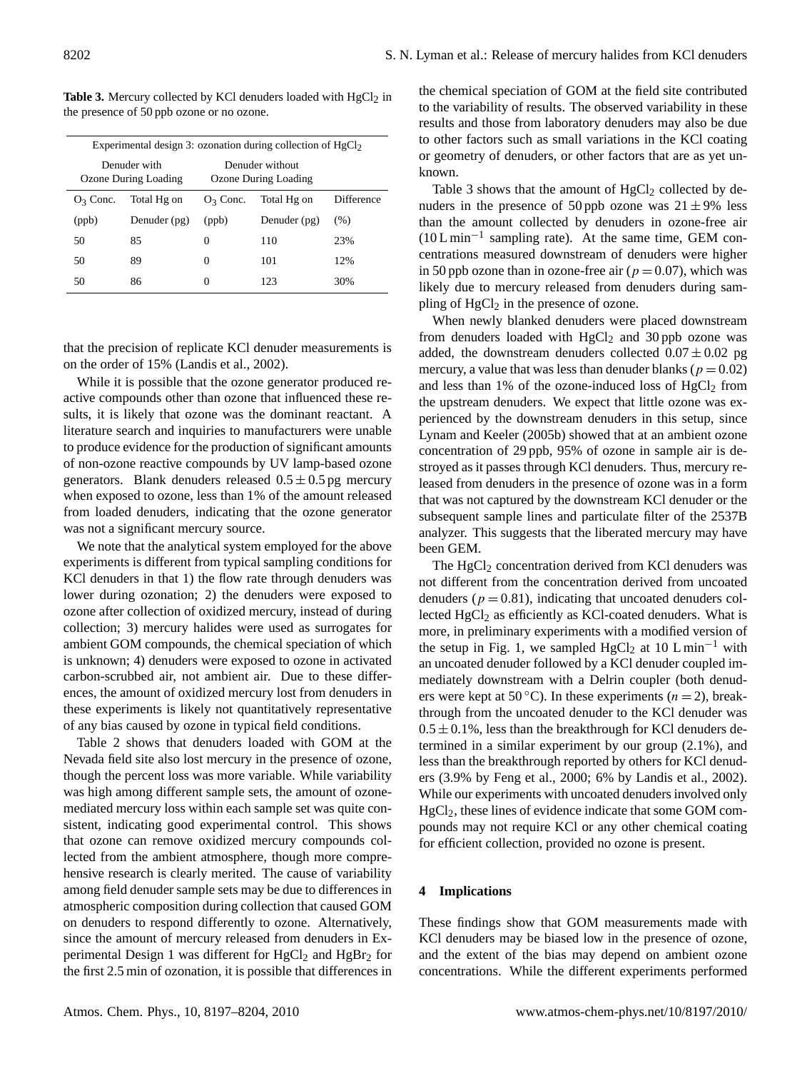**Table 3.** Mercury collected by KCl denuders loaded with $HgCl_2$ in the presence of 50 ppb ozone or no ozone.

| Experimental design 3: ozonation during collection of $HgCl_2$ | | | | |
|---|---|---|---|---|
| Denuder with Ozone During Loading | | Denuder without Ozone During Loading | | |
| $O_3$ Conc. (ppb) | Total Hg on Denuder (pg) | $O_3$ Conc. (ppb) | Total Hg on Denuder (pg) | Difference (%) |
| 50 | 85 | 0 | 110 | 23% |
| 50 | 89 | 0 | 101 | 12% |
| 50 | 86 | 0 | 123 | 30% |

that the precision of replicate KCl denuder measurements is on the order of 15% (Landis et al., 2002).

While it is possible that the ozone generator produced reactive compounds other than ozone that influenced these results, it is likely that ozone was the dominant reactant. A literature search and inquiries to manufacturers were unable to produce evidence for the production of significant amounts of non-ozone reactive compounds by UV lamp-based ozone generators. Blank denuders released $0.5 \pm 0.5$ pg mercury when exposed to ozone, less than 1% of the amount released from loaded denuders, indicating that the ozone generator was not a significant mercury source.

We note that the analytical system employed for the above experiments is different from typical sampling conditions for KCl denuders in that 1) the flow rate through denuders was lower during ozonation; 2) the denuders were exposed to ozone after collection of oxidized mercury, instead of during collection; 3) mercury halides were used as surrogates for ambient GOM compounds, the chemical speciation of which is unknown; 4) denuders were exposed to ozone in activated carbon-scrubbed air, not ambient air. Due to these differences, the amount of oxidized mercury lost from denuders in these experiments is likely not quantitatively representative of any bias caused by ozone in typical field conditions.

Table 2 shows that denuders loaded with GOM at the Nevada field site also lost mercury in the presence of ozone, though the percent loss was more variable. While variability was high among different sample sets, the amount of ozone-mediated mercury loss within each sample set was quite consistent, indicating good experimental control. This shows that ozone can remove oxidized mercury compounds collected from the ambient atmosphere, though more comprehensive research is clearly merited. The cause of variability among field denuder sample sets may be due to differences in atmospheric composition during collection that caused GOM on denuders to respond differently to ozone. Alternatively, since the amount of mercury released from denuders in Experimental Design 1 was different for $HgCl_2$ and $HgBr_2$ for the first 2.5 min of ozonation, it is possible that differences in the chemical speciation of GOM at the field site contributed to the variability of results. The observed variability in these results and those from laboratory denuders may also be due to other factors such as small variations in the KCl coating or geometry of denuders, or other factors that are as yet unknown.

Table 3 shows that the amount of $HgCl_2$ collected by denuders in the presence of 50 ppb ozone was $21 \pm 9$% less than the amount collected by denuders in ozone-free air ($10\ \mathrm{L\,min^{-1}}$ sampling rate). At the same time, GEM concentrations measured downstream of denuders were higher in 50 ppb ozone than in ozone-free air ($p = 0.07$), which was likely due to mercury released from denuders during sampling of $HgCl_2$ in the presence of ozone.

When newly blanked denuders were placed downstream from denuders loaded with $HgCl_2$ and 30 ppb ozone was added, the downstream denuders collected $0.07 \pm 0.02$ pg mercury, a value that was less than denuder blanks ($p = 0.02$) and less than 1% of the ozone-induced loss of $HgCl_2$ from the upstream denuders. We expect that little ozone was experienced by the downstream denuders in this setup, since Lynam and Keeler (2005b) showed that at an ambient ozone concentration of 29 ppb, 95% of ozone in sample air is destroyed as it passes through KCl denuders. Thus, mercury released from denuders in the presence of ozone was in a form that was not captured by the downstream KCl denuder or the subsequent sample lines and particulate filter of the 2537B analyzer. This suggests that the liberated mercury may have been GEM.

The $HgCl_2$ concentration derived from KCl denuders was not different from the concentration derived from uncoated denuders ($p = 0.81$), indicating that uncoated denuders collected $HgCl_2$ as efficiently as KCl-coated denuders. What is more, in preliminary experiments with a modified version of the setup in Fig. 1, we sampled $HgCl_2$ at $10\ \mathrm{L\,min^{-1}}$ with an uncoated denuder followed by a KCl denuder coupled immediately downstream with a Delrin coupler (both denuders were kept at 50 °C). In these experiments ($n = 2$), breakthrough from the uncoated denuder to the KCl denuder was $0.5 \pm 0.1$%, less than the breakthrough for KCl denuders determined in a similar experiment by our group (2.1%), and less than the breakthrough reported by others for KCl denuders (3.9% by Feng et al., 2000; 6% by Landis et al., 2002). While our experiments with uncoated denuders involved only $HgCl_2$, these lines of evidence indicate that some GOM compounds may not require KCl or any other chemical coating for efficient collection, provided no ozone is present.

## 4 Implications

These findings show that GOM measurements made with KCl denuders may be biased low in the presence of ozone, and the extent of the bias may depend on ambient ozone concentrations. While the different experiments performed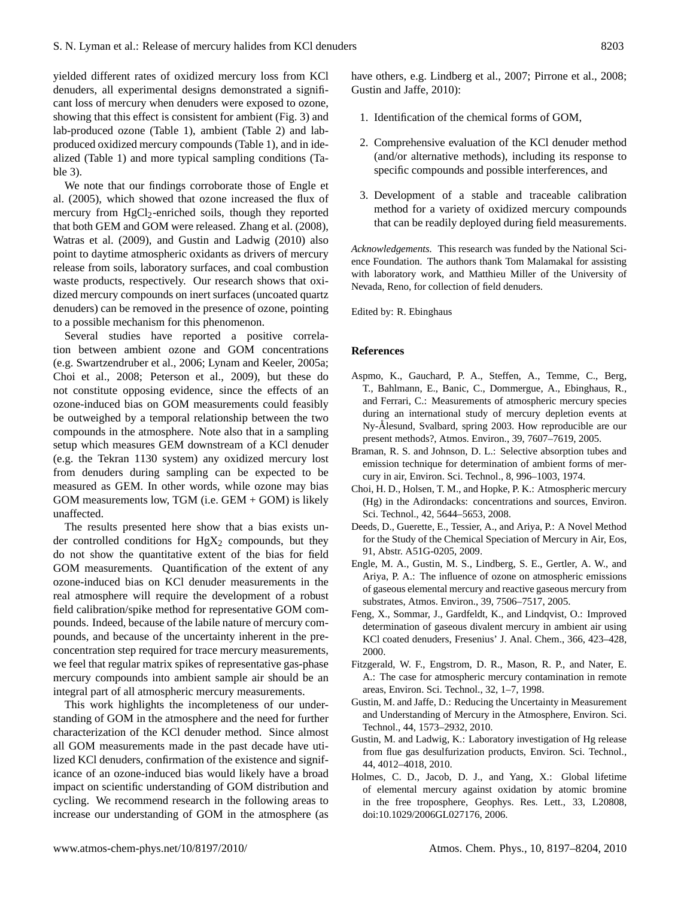yielded different rates of oxidized mercury loss from KCl denuders, all experimental designs demonstrated a significant loss of mercury when denuders were exposed to ozone, showing that this effect is consistent for ambient (Fig. 3) and lab-produced ozone (Table 1), ambient (Table 2) and lab-produced oxidized mercury compounds (Table 1), and in idealized (Table 1) and more typical sampling conditions (Table 3).

We note that our findings corroborate those of Engle et al. (2005), which showed that ozone increased the flux of mercury from $HgCl_2$-enriched soils, though they reported that both GEM and GOM were released. Zhang et al. (2008), Watras et al. (2009), and Gustin and Ladwig (2010) also point to daytime atmospheric oxidants as drivers of mercury release from soils, laboratory surfaces, and coal combustion waste products, respectively. Our research shows that oxidized mercury compounds on inert surfaces (uncoated quartz denuders) can be removed in the presence of ozone, pointing to a possible mechanism for this phenomenon.

Several studies have reported a positive correlation between ambient ozone and GOM concentrations (e.g. Swartzendruber et al., 2006; Lynam and Keeler, 2005a; Choi et al., 2008; Peterson et al., 2009), but these do not constitute opposing evidence, since the effects of an ozone-induced bias on GOM measurements could feasibly be outweighed by a temporal relationship between the two compounds in the atmosphere. Note also that in a sampling setup which measures GEM downstream of a KCl denuder (e.g. the Tekran 1130 system) any oxidized mercury lost from denuders during sampling can be expected to be measured as GEM. In other words, while ozone may bias GOM measurements low, TGM (i.e. GEM + GOM) is likely unaffected.

The results presented here show that a bias exists under controlled conditions for $HgX_2$ compounds, but they do not show the quantitative extent of the bias for field GOM measurements. Quantification of the extent of any ozone-induced bias on KCl denuder measurements in the real atmosphere will require the development of a robust field calibration/spike method for representative GOM compounds. Indeed, because of the labile nature of mercury compounds, and because of the uncertainty inherent in the preconcentration step required for trace mercury measurements, we feel that regular matrix spikes of representative gas-phase mercury compounds into ambient sample air should be an integral part of all atmospheric mercury measurements.

This work highlights the incompleteness of our understanding of GOM in the atmosphere and the need for further characterization of the KCl denuder method. Since almost all GOM measurements made in the past decade have utilized KCl denuders, confirmation of the existence and significance of an ozone-induced bias would likely have a broad impact on scientific understanding of GOM distribution and cycling. We recommend research in the following areas to increase our understanding of GOM in the atmosphere (as have others, e.g. Lindberg et al., 2007; Pirrone et al., 2008; Gustin and Jaffe, 2010):

1. Identification of the chemical forms of GOM,
2. Comprehensive evaluation of the KCl denuder method (and/or alternative methods), including its response to specific compounds and possible interferences, and
3. Development of a stable and traceable calibration method for a variety of oxidized mercury compounds that can be readily deployed during field measurements.

*Acknowledgements.* This research was funded by the National Science Foundation. The authors thank Tom Malamakal for assisting with laboratory work, and Matthieu Miller of the University of Nevada, Reno, for collection of field denuders.

Edited by: R. Ebinghaus

## References

Aspmo, K., Gauchard, P. A., Steffen, A., Temme, C., Berg, T., Bahlmann, E., Banic, C., Dommergue, A., Ebinghaus, R., and Ferrari, C.: Measurements of atmospheric mercury species during an international study of mercury depletion events at Ny-Ålesund, Svalbard, spring 2003. How reproducible are our present methods?, Atmos. Environ., 39, 7607–7619, 2005.

Braman, R. S. and Johnson, D. L.: Selective absorption tubes and emission technique for determination of ambient forms of mercury in air, Environ. Sci. Technol., 8, 996–1003, 1974.

Choi, H. D., Holsen, T. M., and Hopke, P. K.: Atmospheric mercury (Hg) in the Adirondacks: concentrations and sources, Environ. Sci. Technol., 42, 5644–5653, 2008.

Deeds, D., Guerette, E., Tessier, A., and Ariya, P.: A Novel Method for the Study of the Chemical Speciation of Mercury in Air, Eos, 91, Abstr. A51G-0205, 2009.

Engle, M. A., Gustin, M. S., Lindberg, S. E., Gertler, A. W., and Ariya, P. A.: The influence of ozone on atmospheric emissions of gaseous elemental mercury and reactive gaseous mercury from substrates, Atmos. Environ., 39, 7506–7517, 2005.

Feng, X., Sommar, J., Gardfeldt, K., and Lindqvist, O.: Improved determination of gaseous divalent mercury in ambient air using KCl coated denuders, Fresenius' J. Anal. Chem., 366, 423–428, 2000.

Fitzgerald, W. F., Engstrom, D. R., Mason, R. P., and Nater, E. A.: The case for atmospheric mercury contamination in remote areas, Environ. Sci. Technol., 32, 1–7, 1998.

Gustin, M. and Jaffe, D.: Reducing the Uncertainty in Measurement and Understanding of Mercury in the Atmosphere, Environ. Sci. Technol., 44, 1573–2932, 2010.

Gustin, M. and Ladwig, K.: Laboratory investigation of Hg release from flue gas desulfurization products, Environ. Sci. Technol., 44, 4012–4018, 2010.

Holmes, C. D., Jacob, D. J., and Yang, X.: Global lifetime of elemental mercury against oxidation by atomic bromine in the free troposphere, Geophys. Res. Lett., 33, L20808, doi:10.1029/2006GL027176, 2006.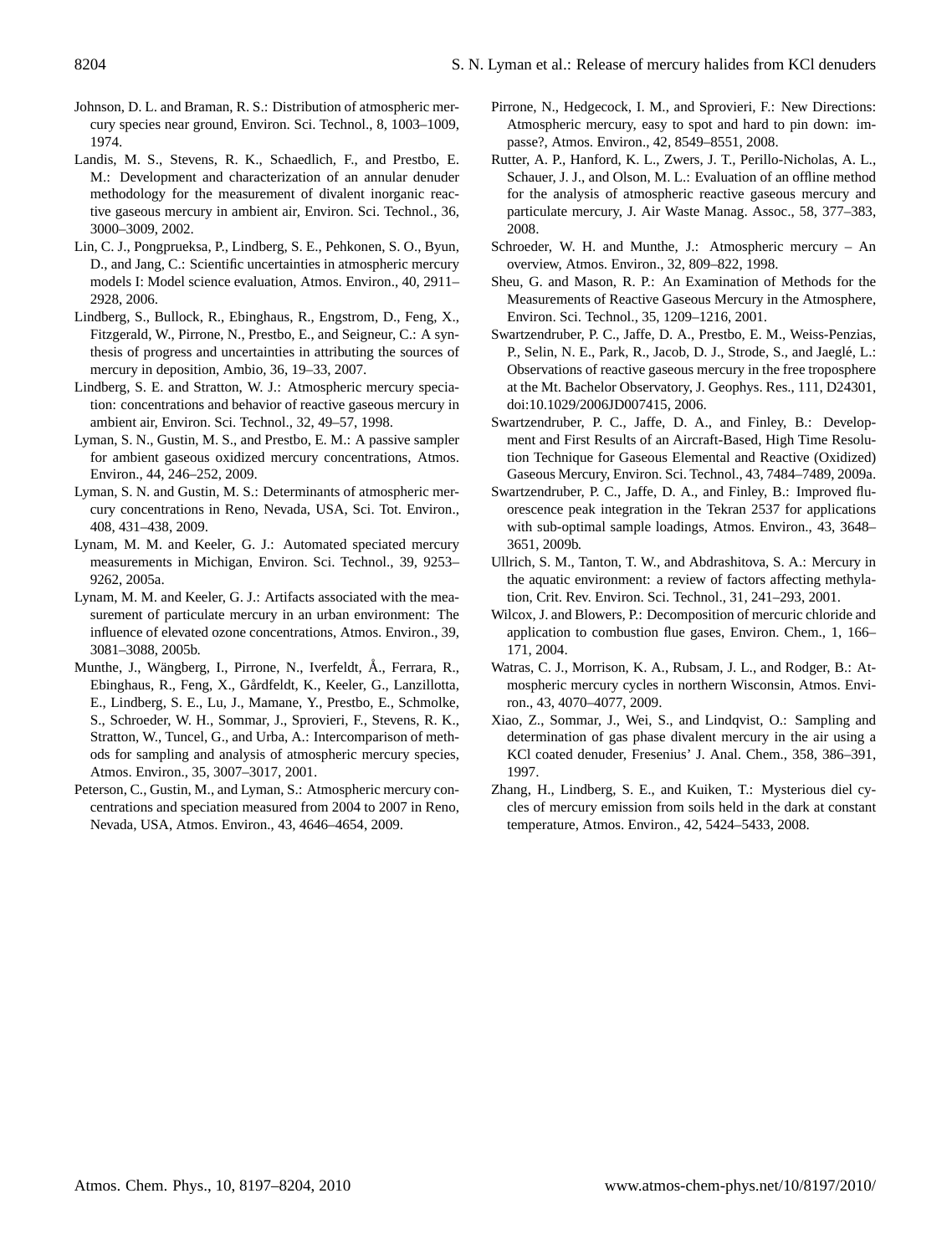Johnson, D. L. and Braman, R. S.: Distribution of atmospheric mercury species near ground, Environ. Sci. Technol., 8, 1003–1009, 1974.

Landis, M. S., Stevens, R. K., Schaedlich, F., and Prestbo, E. M.: Development and characterization of an annular denuder methodology for the measurement of divalent inorganic reactive gaseous mercury in ambient air, Environ. Sci. Technol., 36, 3000–3009, 2002.

Lin, C. J., Pongprueksa, P., Lindberg, S. E., Pehkonen, S. O., Byun, D., and Jang, C.: Scientific uncertainties in atmospheric mercury models I: Model science evaluation, Atmos. Environ., 40, 2911–2928, 2006.

Lindberg, S., Bullock, R., Ebinghaus, R., Engstrom, D., Feng, X., Fitzgerald, W., Pirrone, N., Prestbo, E., and Seigneur, C.: A synthesis of progress and uncertainties in attributing the sources of mercury in deposition, Ambio, 36, 19–33, 2007.

Lindberg, S. E. and Stratton, W. J.: Atmospheric mercury speciation: concentrations and behavior of reactive gaseous mercury in ambient air, Environ. Sci. Technol., 32, 49–57, 1998.

Lyman, S. N., Gustin, M. S., and Prestbo, E. M.: A passive sampler for ambient gaseous oxidized mercury concentrations, Atmos. Environ., 44, 246–252, 2009.

Lyman, S. N. and Gustin, M. S.: Determinants of atmospheric mercury concentrations in Reno, Nevada, USA, Sci. Tot. Environ., 408, 431–438, 2009.

Lynam, M. M. and Keeler, G. J.: Automated speciated mercury measurements in Michigan, Environ. Sci. Technol., 39, 9253–9262, 2005a.

Lynam, M. M. and Keeler, G. J.: Artifacts associated with the measurement of particulate mercury in an urban environment: The influence of elevated ozone concentrations, Atmos. Environ., 39, 3081–3088, 2005b.

Munthe, J., Wängberg, I., Pirrone, N., Iverfeldt, Å., Ferrara, R., Ebinghaus, R., Feng, X., Gårdfeldt, K., Keeler, G., Lanzillotta, E., Lindberg, S. E., Lu, J., Mamane, Y., Prestbo, E., Schmolke, S., Schroeder, W. H., Sommar, J., Sprovieri, F., Stevens, R. K., Stratton, W., Tuncel, G., and Urba, A.: Intercomparison of methods for sampling and analysis of atmospheric mercury species, Atmos. Environ., 35, 3007–3017, 2001.

Peterson, C., Gustin, M., and Lyman, S.: Atmospheric mercury concentrations and speciation measured from 2004 to 2007 in Reno, Nevada, USA, Atmos. Environ., 43, 4646–4654, 2009.

Pirrone, N., Hedgecock, I. M., and Sprovieri, F.: New Directions: Atmospheric mercury, easy to spot and hard to pin down: impasse?, Atmos. Environ., 42, 8549–8551, 2008.

Rutter, A. P., Hanford, K. L., Zwers, J. T., Perillo-Nicholas, A. L., Schauer, J. J., and Olson, M. L.: Evaluation of an offline method for the analysis of atmospheric reactive gaseous mercury and particulate mercury, J. Air Waste Manag. Assoc., 58, 377–383, 2008.

Schroeder, W. H. and Munthe, J.: Atmospheric mercury – An overview, Atmos. Environ., 32, 809–822, 1998.

Sheu, G. and Mason, R. P.: An Examination of Methods for the Measurements of Reactive Gaseous Mercury in the Atmosphere, Environ. Sci. Technol., 35, 1209–1216, 2001.

Swartzendruber, P. C., Jaffe, D. A., Prestbo, E. M., Weiss-Penzias, P., Selin, N. E., Park, R., Jacob, D. J., Strode, S., and Jaeglé, L.: Observations of reactive gaseous mercury in the free troposphere at the Mt. Bachelor Observatory, J. Geophys. Res., 111, D24301, doi:10.1029/2006JD007415, 2006.

Swartzendruber, P. C., Jaffe, D. A., and Finley, B.: Development and First Results of an Aircraft-Based, High Time Resolution Technique for Gaseous Elemental and Reactive (Oxidized) Gaseous Mercury, Environ. Sci. Technol., 43, 7484–7489, 2009a.

Swartzendruber, P. C., Jaffe, D. A., and Finley, B.: Improved fluorescence peak integration in the Tekran 2537 for applications with sub-optimal sample loadings, Atmos. Environ., 43, 3648–3651, 2009b.

Ullrich, S. M., Tanton, T. W., and Abdrashitova, S. A.: Mercury in the aquatic environment: a review of factors affecting methylation, Crit. Rev. Environ. Sci. Technol., 31, 241–293, 2001.

Wilcox, J. and Blowers, P.: Decomposition of mercuric chloride and application to combustion flue gases, Environ. Chem., 1, 166–171, 2004.

Watras, C. J., Morrison, K. A., Rubsam, J. L., and Rodger, B.: Atmospheric mercury cycles in northern Wisconsin, Atmos. Environ., 43, 4070–4077, 2009.

Xiao, Z., Sommar, J., Wei, S., and Lindqvist, O.: Sampling and determination of gas phase divalent mercury in the air using a KCl coated denuder, Fresenius' J. Anal. Chem., 358, 386–391, 1997.

Zhang, H., Lindberg, S. E., and Kuiken, T.: Mysterious diel cycles of mercury emission from soils held in the dark at constant temperature, Atmos. Environ., 42, 5424–5433, 2008.